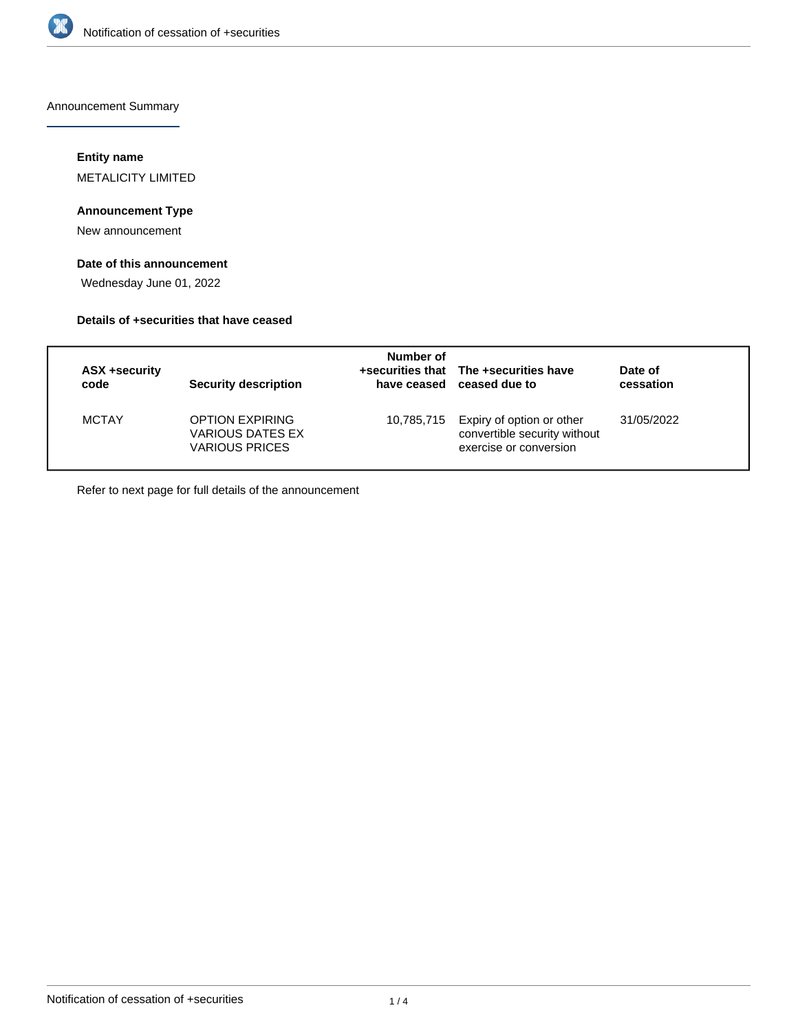## Announcement Summary

**Entity name**

METALICITY LIMITED

**Announcement Type**

New announcement

**Date of this announcement**

Wednesday June 01, 2022

**Details of +securities that have ceased**

| ASX +security code | Security description | Number of +securities that have ceased | The +securities have ceased due to | Date of cessation |
|---|---|---|---|---|
| MCTAY | OPTION EXPIRING VARIOUS DATES EX VARIOUS PRICES | 10,785,715 | Expiry of option or other convertible security without exercise or conversion | 31/05/2022 |

Refer to next page for full details of the announcement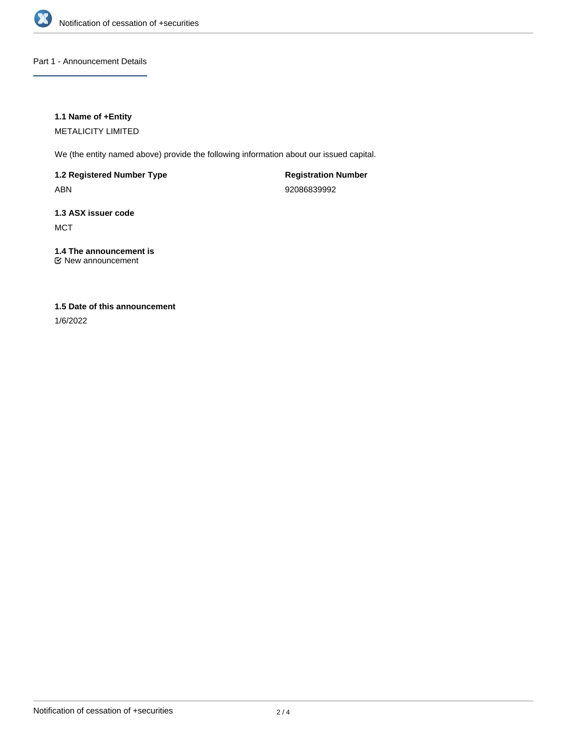## Part 1 - Announcement Details

**1.1 Name of +Entity**

METALICITY LIMITED

We (the entity named above) provide the following information about our issued capital.

**1.2 Registered Number Type**

ABN

**Registration Number**

92086839992

**1.3 ASX issuer code**

MCT

**1.4 The announcement is**

New announcement

**1.5 Date of this announcement**

1/6/2022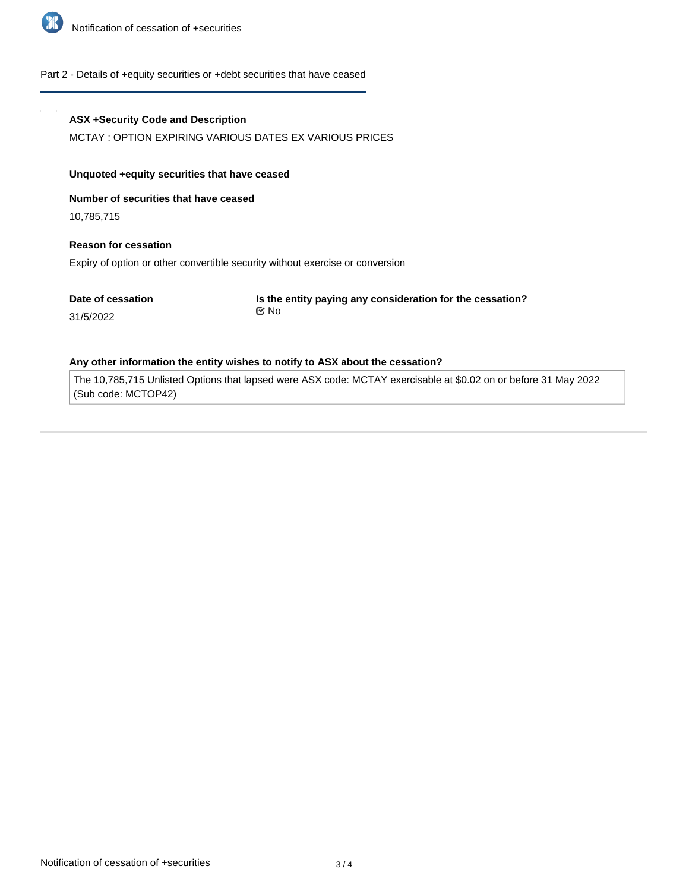## Part 2 - Details of +equity securities or +debt securities that have ceased

**ASX +Security Code and Description**

MCTAY : OPTION EXPIRING VARIOUS DATES EX VARIOUS PRICES

**Unquoted +equity securities that have ceased**

**Number of securities that have ceased**

10,785,715

**Reason for cessation**

Expiry of option or other convertible security without exercise or conversion

**Date of cessation**

31/5/2022

**Is the entity paying any consideration for the cessation?**

No

**Any other information the entity wishes to notify to ASX about the cessation?**

The 10,785,715 Unlisted Options that lapsed were ASX code: MCTAY exercisable at $0.02 on or before 31 May 2022 (Sub code: MCTOP42)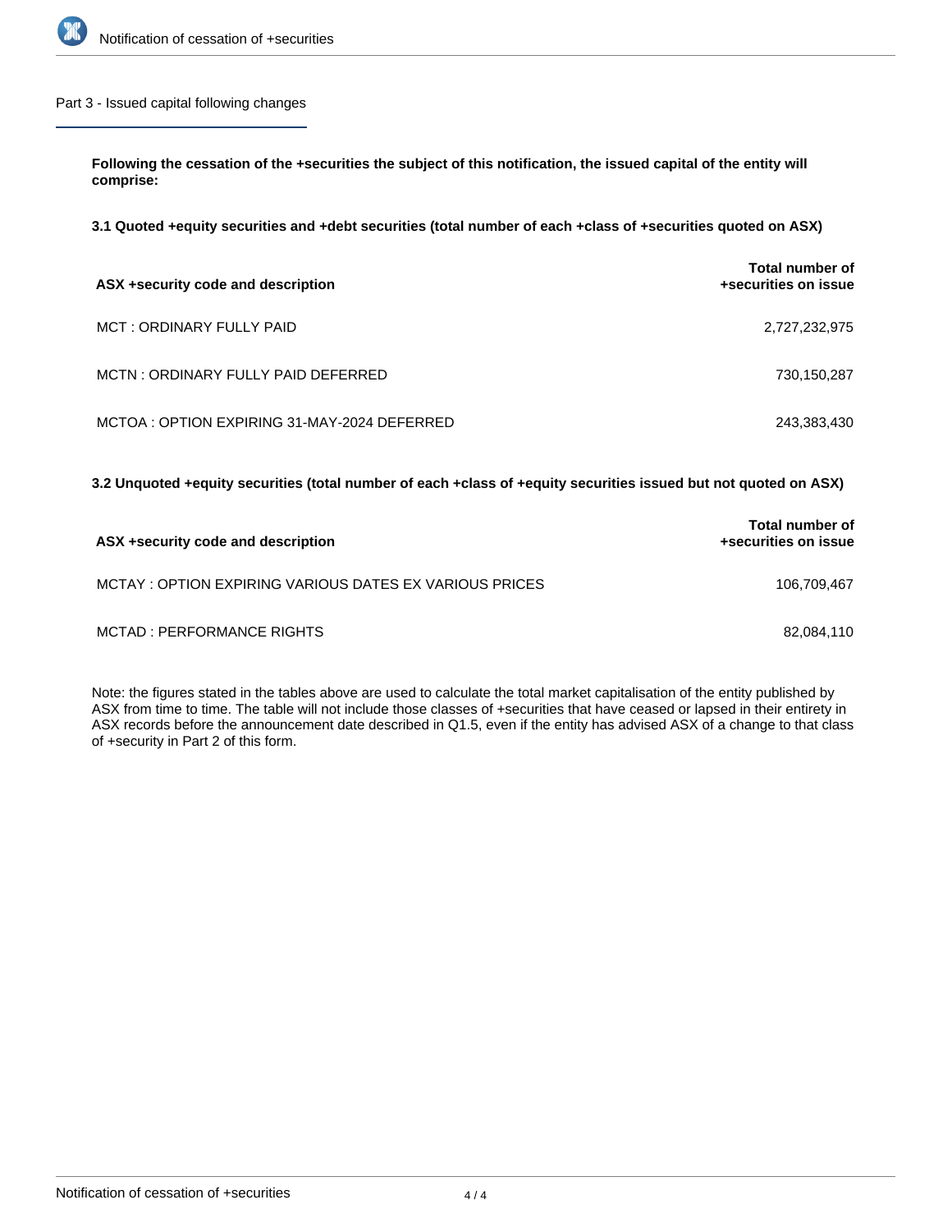## Part 3 - Issued capital following changes

**Following the cessation of the +securities the subject of this notification, the issued capital of the entity will comprise:**

**3.1 Quoted +equity securities and +debt securities (total number of each +class of +securities quoted on ASX)**

| ASX +security code and description | Total number of +securities on issue |
| --- | --- |
| MCT : ORDINARY FULLY PAID | 2,727,232,975 |
| MCTN : ORDINARY FULLY PAID DEFERRED | 730,150,287 |
| MCTOA : OPTION EXPIRING 31-MAY-2024 DEFERRED | 243,383,430 |

**3.2 Unquoted +equity securities (total number of each +class of +equity securities issued but not quoted on ASX)**

| ASX +security code and description | Total number of +securities on issue |
| --- | --- |
| MCTAY : OPTION EXPIRING VARIOUS DATES EX VARIOUS PRICES | 106,709,467 |
| MCTAD : PERFORMANCE RIGHTS | 82,084,110 |

Note: the figures stated in the tables above are used to calculate the total market capitalisation of the entity published by ASX from time to time. The table will not include those classes of +securities that have ceased or lapsed in their entirety in ASX records before the announcement date described in Q1.5, even if the entity has advised ASX of a change to that class of +security in Part 2 of this form.